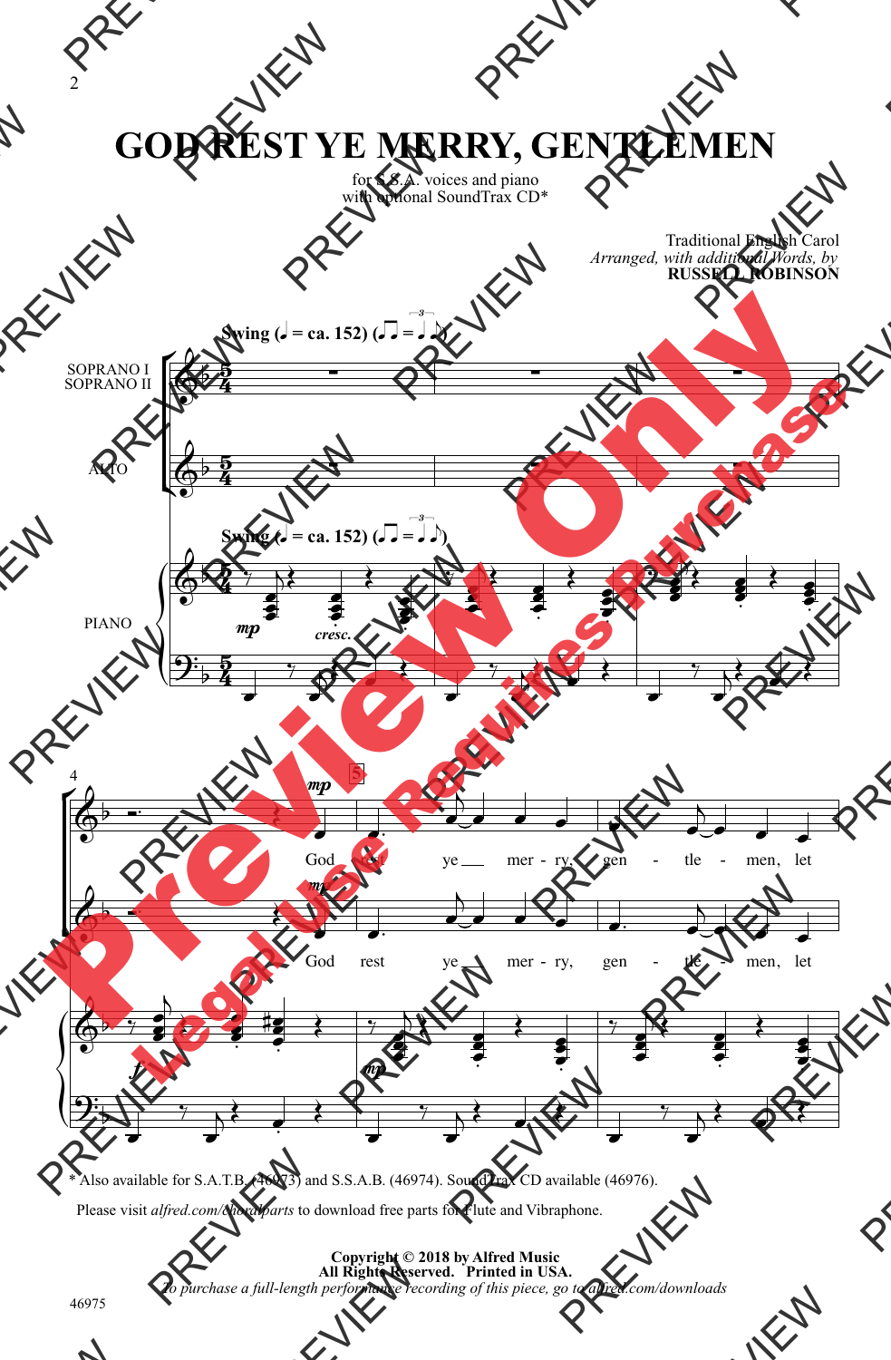# GOD REST YE MERRY, GENTLEMEN

for S.S.A. voices and piano
with optional SoundTrax CD*

Traditional English Carol
*Arranged, with additional Words, by*
**RUSSELL ROBINSON**

Swing (♩ = ca. 152)

SOPRANO I
SOPRANO II

ALTO

PIANO

God rest ye merry, gentlemen, let

God rest ye merry, gentlemen, let

* Also available for S.A.T.B. (46973) and S.S.A.B. (46974). SoundTrax CD available (46976).

Please visit *alfred.com/choralparts* to download free parts for Flute and Vibraphone.

**Copyright © 2018 by Alfred Music**
**All Rights Reserved. Printed in USA.**
*To purchase a full-length performance recording of this piece, go to alfred.com/downloads*

46975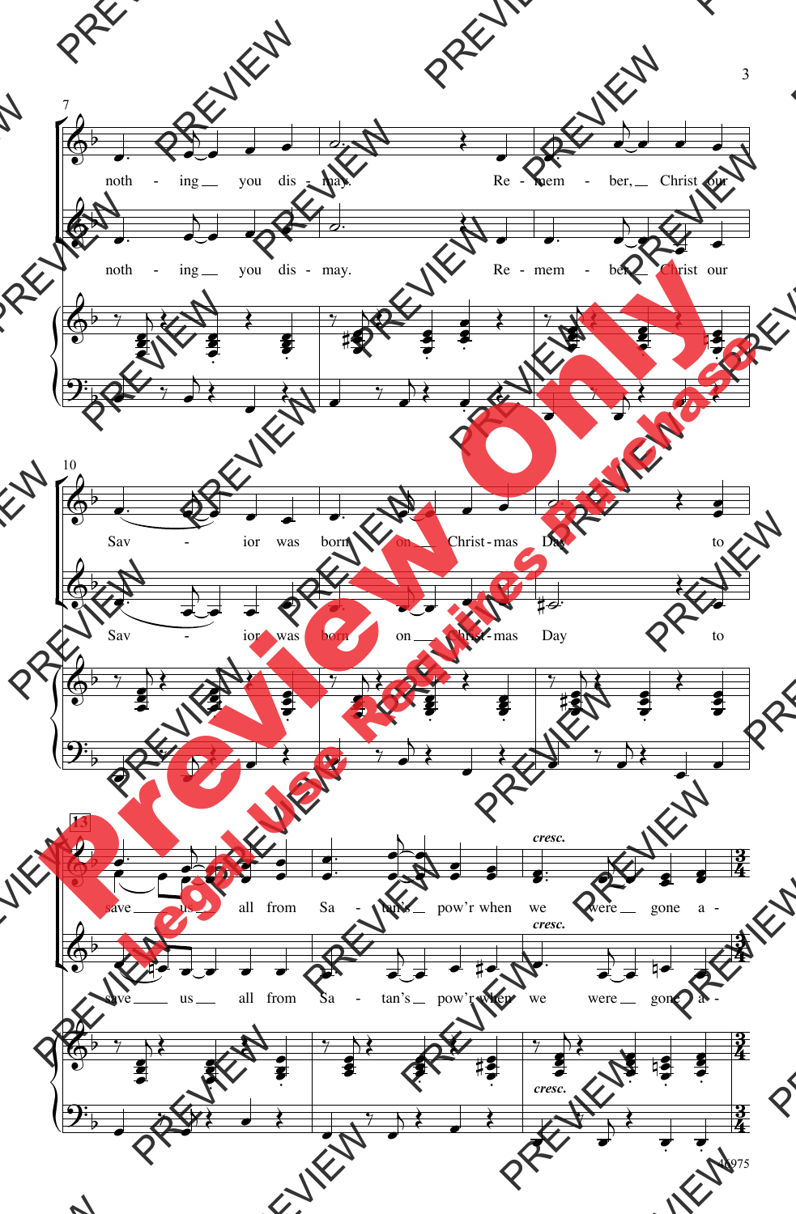7

noth - ing you dis - may. Re - mem - ber, Christ our

noth - ing you dis - may. Re - mem - ber, Christ our

10

Sav - ior was born on Christ - mas Day to

Sav - ior was born on Christ - mas Day to

13

*cresc.*

save us all from Sa - tan's pow'r when we were gone a -

*cresc.*

save us all from Sa - tan's pow'r when we were gone a -

*cresc.*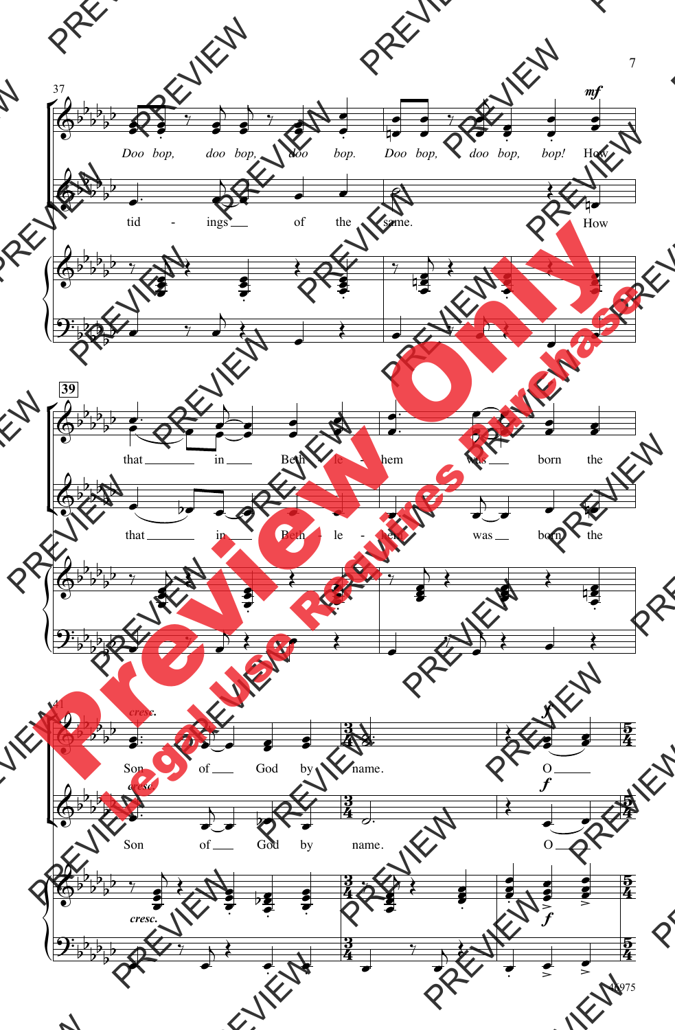37

*Doo bop, doo bop, doo bop. Doo bop, doo bop, bop!* How

tid - ings of the same. How

**39**

that in Beth - le - hem was born the

that in Beth - le - hem was born the

41

*cresc.*

Son of God by name. O

*cresc.*

Son of God by name. O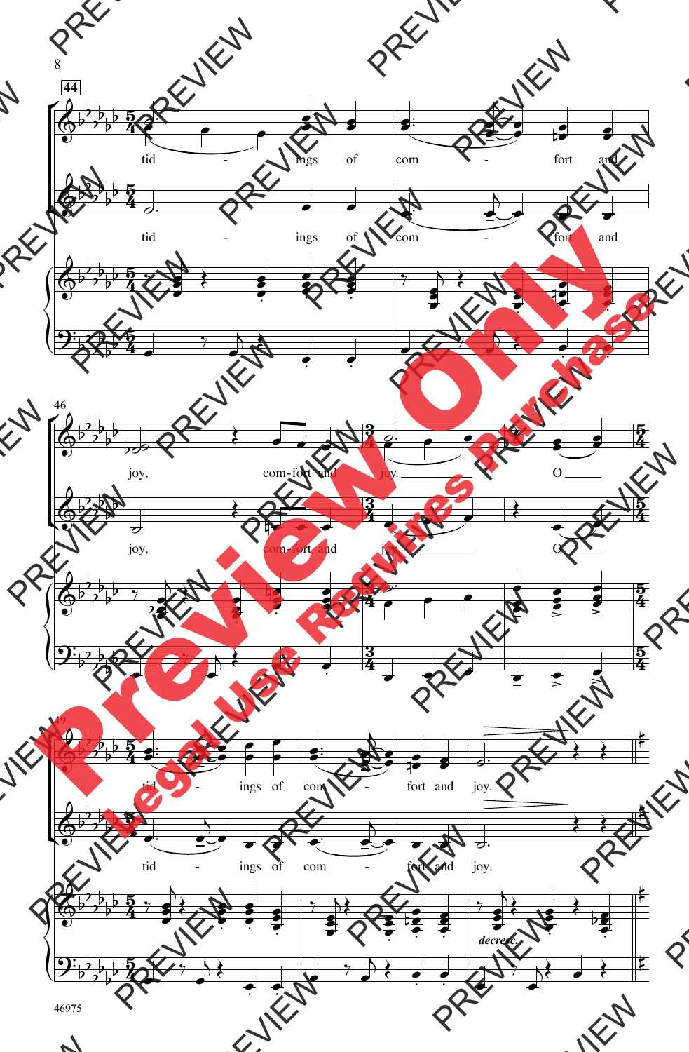44

tid - ings of com - fort and

tid - ings of com - fort and

46

joy, com-fort and joy. O

joy, com-fort and joy. O

49

tid - ings of com - fort and joy.

tid - ings of com - fort and joy.

*decresc.*

46975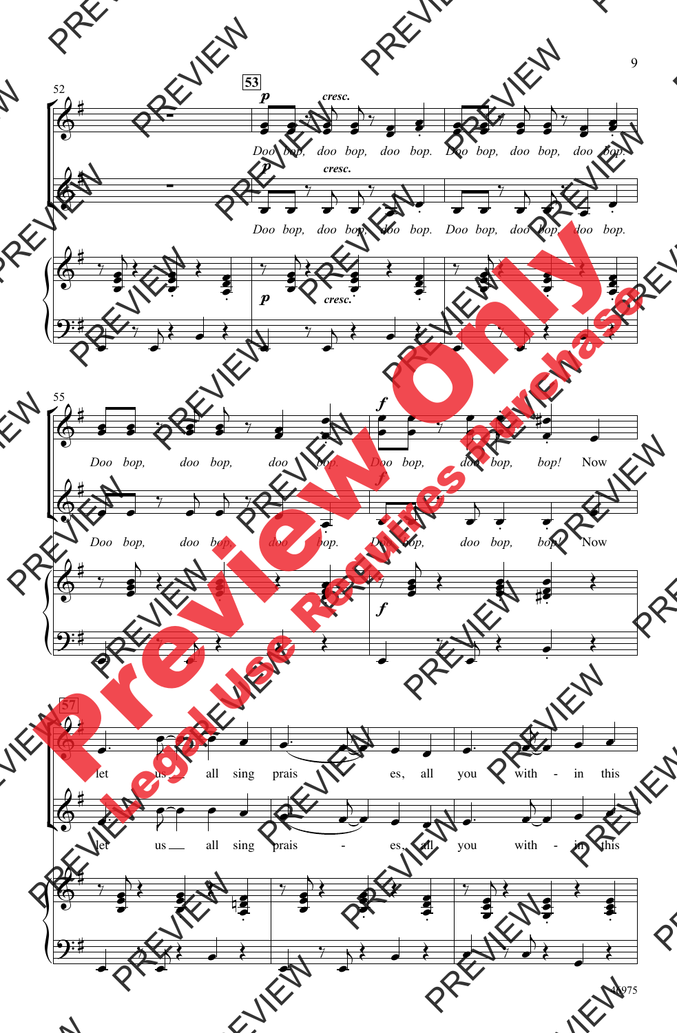52

53

*p* *cresc.*

Doo bop, doo bop, doo bop. Doo bop, doo bop, doo bop.

*p* *cresc.*

Doo bop, doo bop, doo bop. Doo bop, doo bop, doo bop.

*p* *cresc.*

55

*f*

Doo bop, doo bop, doo bop. Doo bop, doo bop, bop! Now

*f*

Doo bop, doo bop, doo bop. Doo bop, doo bop, bop! Now

*f*

57

let us all sing prais - es, all you with - in this

let us all sing prais - es, all you with - in this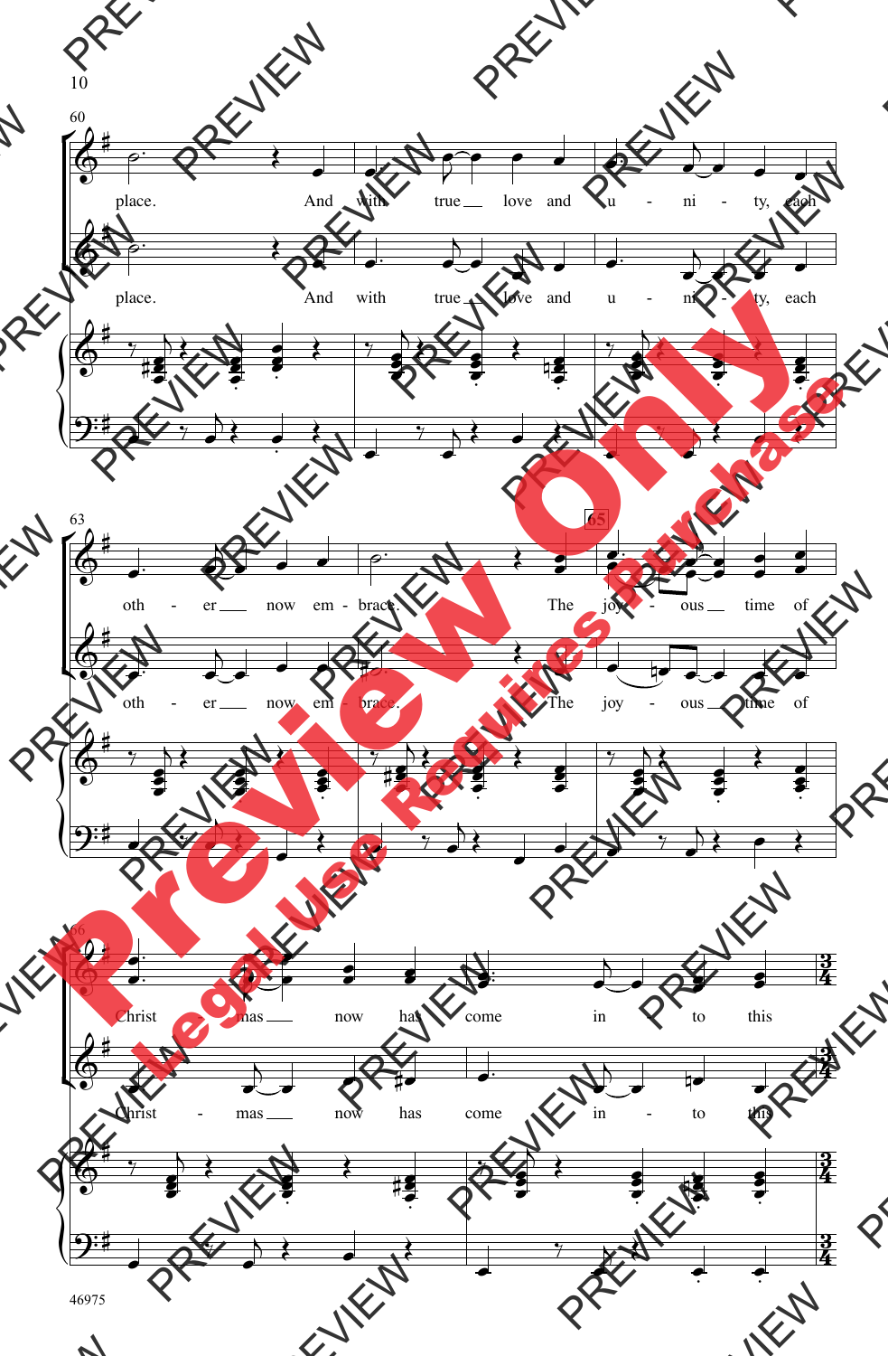place. And with true love and u - ni - ty, each

place. And with true love and u - ni - ty, each

oth - er now em - brace. The joy - ous time of

oth - er now em - brace. The joy - ous time of

Christ - mas now has come in to this

Christ - mas now has come in - to this

Preview Only

Legal Use Requires Purchase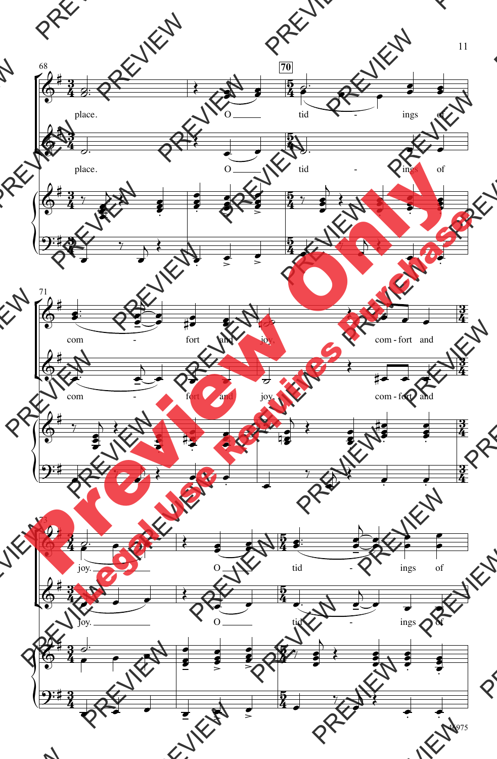place. O tid - ings of

place. O tid - ings of

com - fort and joy, com - fort and

com - fort and joy, com - fort and

joy. O tid - ings of

joy. O tid - ings of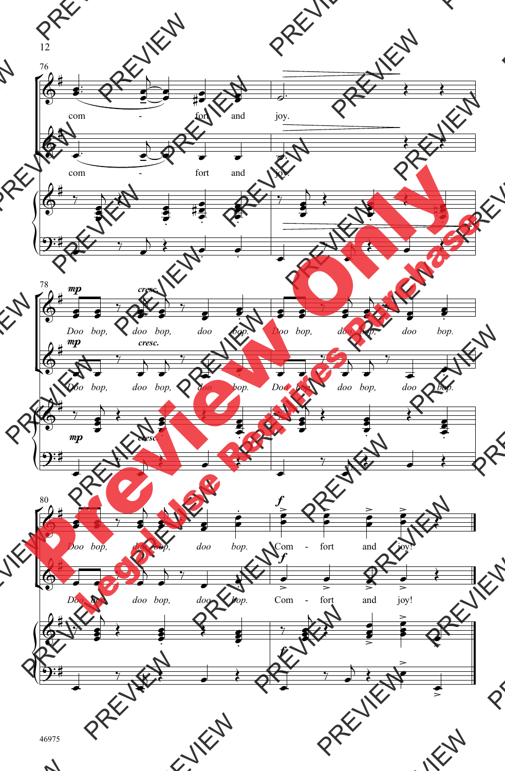com - fort and joy.

com - fort and joy.

*mp* *cresc.*

Doo bop, doo bop, doo bop. Doo bop, doo bop, doo bop.

*mp* *cresc.*

Doo bop, doo bop, doo bop. Doo bop, doo bop, doo bop.

*mp* *cresc.*

*f*

Doo bop, doo bop, doo bop. Com - fort and joy!

*f*

Doo bop, doo bop, doo bop. Com - fort and joy!

*f*